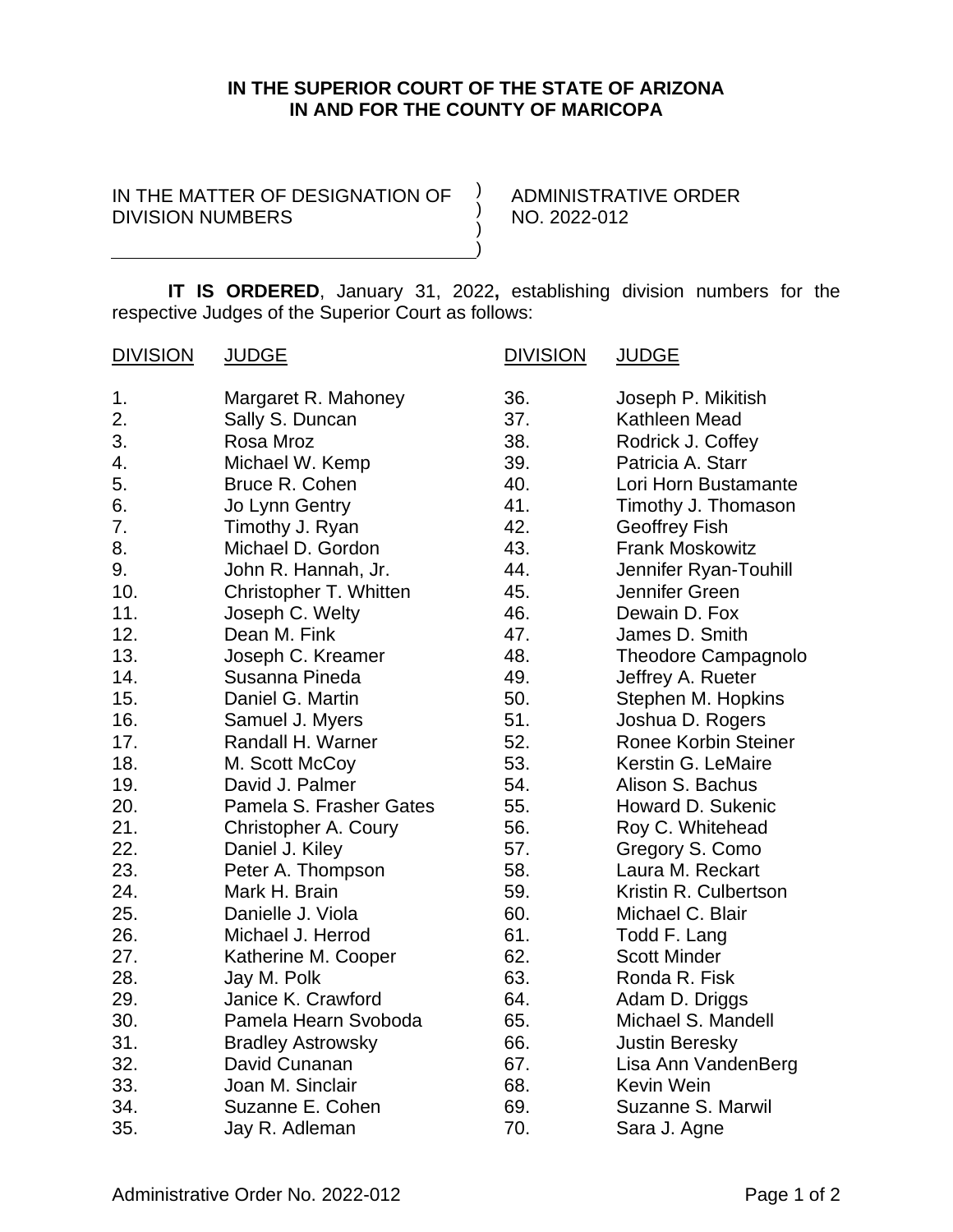**IN THE SUPERIOR COURT OF THE STATE OF ARIZONA**
**IN AND FOR THE COUNTY OF MARICOPA**

IN THE MATTER OF DESIGNATION OF DIVISION NUMBERS

ADMINISTRATIVE ORDER NO. 2022-012

**IT IS ORDERED**, January 31, 2022**,** establishing division numbers for the respective Judges of the Superior Court as follows:

| DIVISION | JUDGE | DIVISION | JUDGE |
|---|---|---|---|
| 1. | Margaret R. Mahoney | 36. | Joseph P. Mikitish |
| 2. | Sally S. Duncan | 37. | Kathleen Mead |
| 3. | Rosa Mroz | 38. | Rodrick J. Coffey |
| 4. | Michael W. Kemp | 39. | Patricia A. Starr |
| 5. | Bruce R. Cohen | 40. | Lori Horn Bustamante |
| 6. | Jo Lynn Gentry | 41. | Timothy J. Thomason |
| 7. | Timothy J. Ryan | 42. | Geoffrey Fish |
| 8. | Michael D. Gordon | 43. | Frank Moskowitz |
| 9. | John R. Hannah, Jr. | 44. | Jennifer Ryan-Touhill |
| 10. | Christopher T. Whitten | 45. | Jennifer Green |
| 11. | Joseph C. Welty | 46. | Dewain D. Fox |
| 12. | Dean M. Fink | 47. | James D. Smith |
| 13. | Joseph C. Kreamer | 48. | Theodore Campagnolo |
| 14. | Susanna Pineda | 49. | Jeffrey A. Rueter |
| 15. | Daniel G. Martin | 50. | Stephen M. Hopkins |
| 16. | Samuel J. Myers | 51. | Joshua D. Rogers |
| 17. | Randall H. Warner | 52. | Ronee Korbin Steiner |
| 18. | M. Scott McCoy | 53. | Kerstin G. LeMaire |
| 19. | David J. Palmer | 54. | Alison S. Bachus |
| 20. | Pamela S. Frasher Gates | 55. | Howard D. Sukenic |
| 21. | Christopher A. Coury | 56. | Roy C. Whitehead |
| 22. | Daniel J. Kiley | 57. | Gregory S. Como |
| 23. | Peter A. Thompson | 58. | Laura M. Reckart |
| 24. | Mark H. Brain | 59. | Kristin R. Culbertson |
| 25. | Danielle J. Viola | 60. | Michael C. Blair |
| 26. | Michael J. Herrod | 61. | Todd F. Lang |
| 27. | Katherine M. Cooper | 62. | Scott Minder |
| 28. | Jay M. Polk | 63. | Ronda R. Fisk |
| 29. | Janice K. Crawford | 64. | Adam D. Driggs |
| 30. | Pamela Hearn Svoboda | 65. | Michael S. Mandell |
| 31. | Bradley Astrowsky | 66. | Justin Beresky |
| 32. | David Cunanan | 67. | Lisa Ann VandenBerg |
| 33. | Joan M. Sinclair | 68. | Kevin Wein |
| 34. | Suzanne E. Cohen | 69. | Suzanne S. Marwil |
| 35. | Jay R. Adleman | 70. | Sara J. Agne |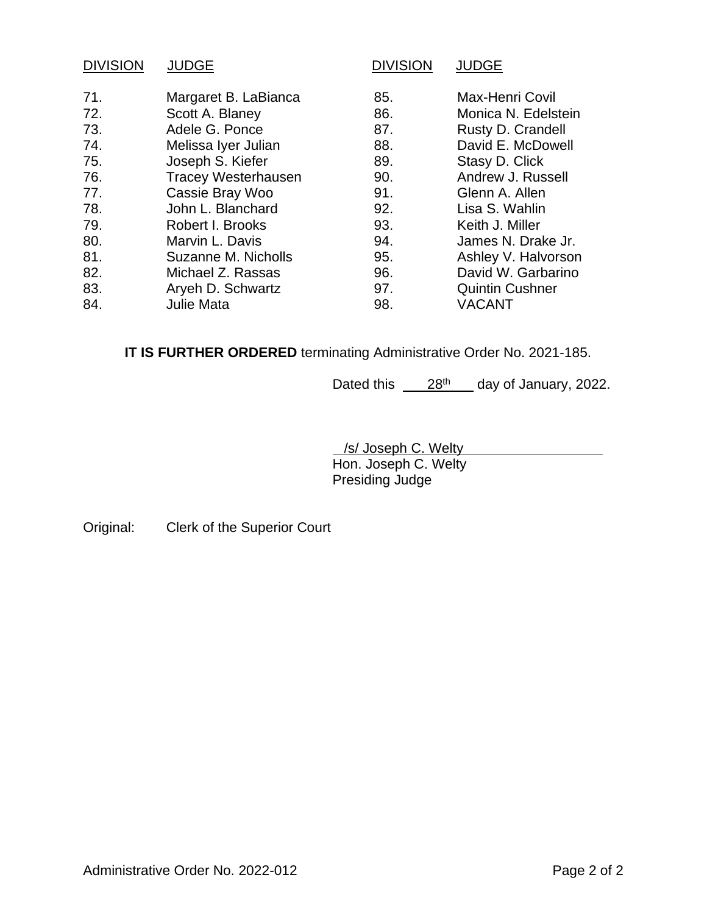| DIVISION | JUDGE | DIVISION | JUDGE |
|---|---|---|---|
| 71. | Margaret B. LaBianca | 85. | Max-Henri Covil |
| 72. | Scott A. Blaney | 86. | Monica N. Edelstein |
| 73. | Adele G. Ponce | 87. | Rusty D. Crandell |
| 74. | Melissa Iyer Julian | 88. | David E. McDowell |
| 75. | Joseph S. Kiefer | 89. | Stasy D. Click |
| 76. | Tracey Westerhausen | 90. | Andrew J. Russell |
| 77. | Cassie Bray Woo | 91. | Glenn A. Allen |
| 78. | John L. Blanchard | 92. | Lisa S. Wahlin |
| 79. | Robert I. Brooks | 93. | Keith J. Miller |
| 80. | Marvin L. Davis | 94. | James N. Drake Jr. |
| 81. | Suzanne M. Nicholls | 95. | Ashley V. Halvorson |
| 82. | Michael Z. Rassas | 96. | David W. Garbarino |
| 83. | Aryeh D. Schwartz | 97. | Quintin Cushner |
| 84. | Julie Mata | 98. | VACANT |

**IT IS FURTHER ORDERED** terminating Administrative Order No. 2021-185.

Dated this 28th day of January, 2022.

/s/ Joseph C. Welty
Hon. Joseph C. Welty
Presiding Judge

Original: Clerk of the Superior Court

Administrative Order No. 2022-012